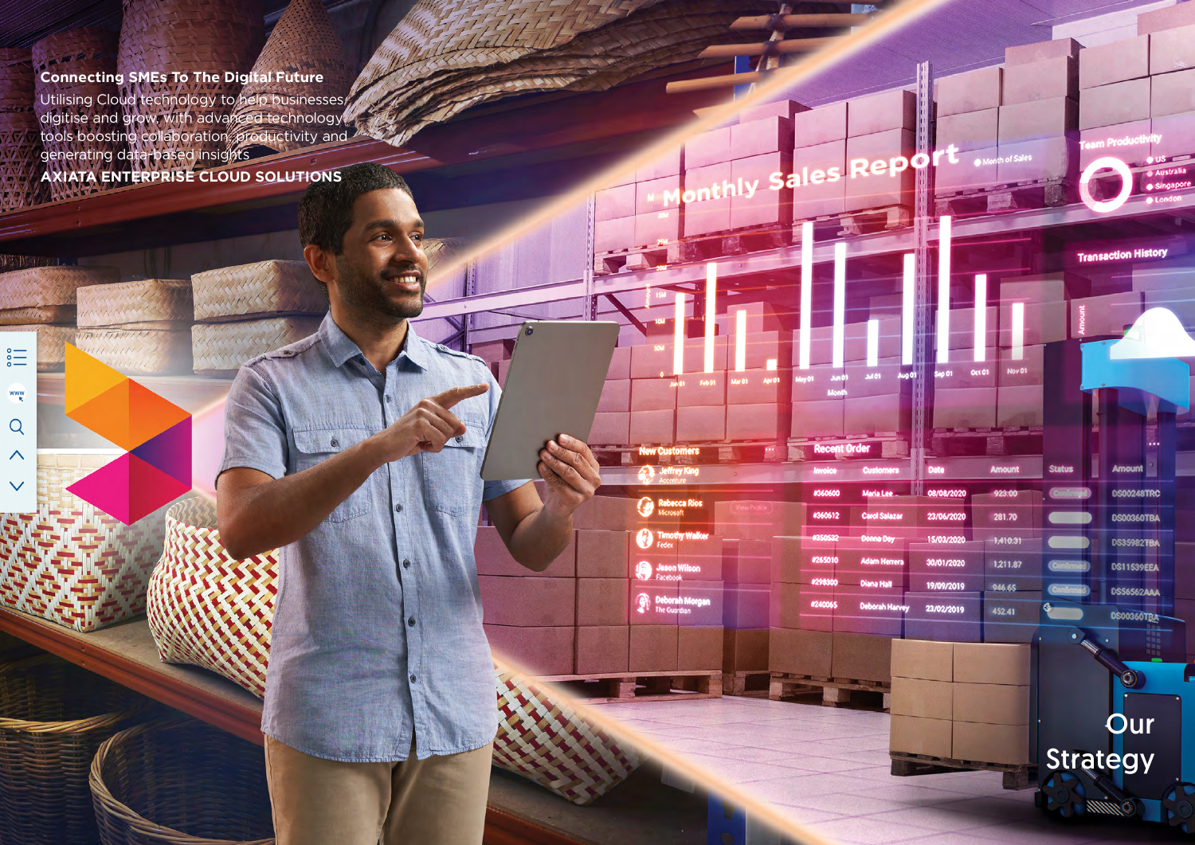**Connecting SMEs To The Digital Future**

Utilising Cloud technology to help businesses digitise and grow, with advanced technology tools boosting collaboration, productivity and generating data-based insights

**AXIATA ENTERPRISE CLOUD SOLUTIONS**

# Our Strategy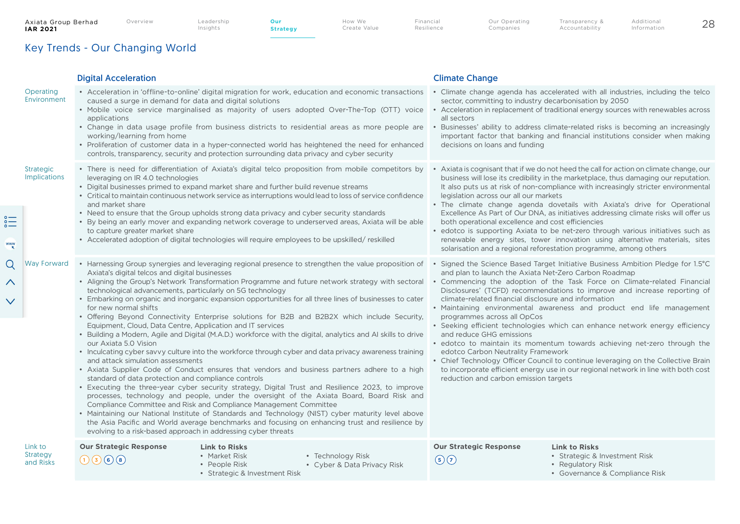# Key Trends - Our Changing World

## Digital Acceleration

**Operating Environment**

- Acceleration in 'offline-to-online' digital migration for work, education and economic transactions caused a surge in demand for data and digital solutions
- Mobile voice service marginalised as majority of users adopted Over-The-Top (OTT) voice applications
- Change in data usage profile from business districts to residential areas as more people are working/learning from home
- Proliferation of customer data in a hyper-connected world has heightened the need for enhanced controls, transparency, security and protection surrounding data privacy and cyber security

**Strategic Implications**

- There is need for differentiation of Axiata's digital telco proposition from mobile competitors by leveraging on IR 4.0 technologies
- Digital businesses primed to expand market share and further build revenue streams
- Critical to maintain continuous network service as interruptions would lead to loss of service confidence and market share
- Need to ensure that the Group upholds strong data privacy and cyber security standards
- By being an early mover and expanding network coverage to underserved areas, Axiata will be able to capture greater market share
- Accelerated adoption of digital technologies will require employees to be upskilled/ reskilled

**Way Forward**

- Harnessing Group synergies and leveraging regional presence to strengthen the value proposition of Axiata's digital telcos and digital businesses
- Aligning the Group's Network Transformation Programme and future network strategy with sectoral technological advancements, particularly on 5G technology
- Embarking on organic and inorganic expansion opportunities for all three lines of businesses to cater for new normal shifts
- Offering Beyond Connectivity Enterprise solutions for B2B and B2B2X which include Security, Equipment, Cloud, Data Centre, Application and IT services
- Building a Modern, Agile and Digital (M.A.D.) workforce with the digital, analytics and AI skills to drive our Axiata 5.0 Vision
- Inculcating cyber savvy culture into the workforce through cyber and data privacy awareness training and attack simulation assessments
- Axiata Supplier Code of Conduct ensures that vendors and business partners adhere to a high standard of data protection and compliance controls
- Executing the three-year cyber security strategy, Digital Trust and Resilience 2023, to improve processes, technology and people, under the oversight of the Axiata Board, Board Risk and Compliance Committee and Risk and Compliance Management Committee
- Maintaining our National Institute of Standards and Technology (NIST) cyber maturity level above the Asia Pacific and World average benchmarks and focusing on enhancing trust and resilience by evolving to a risk-based approach in addressing cyber threats

**Link to Strategy and Risks**

**Our Strategic Response**

1 3 6 8

**Link to Risks**

- Market Risk
- People Risk
- Strategic & Investment Risk
- Technology Risk
- Cyber & Data Privacy Risk

## Climate Change

**Operating Environment**

- Climate change agenda has accelerated with all industries, including the telco sector, committing to industry decarbonisation by 2050
- Acceleration in replacement of traditional energy sources with renewables across all sectors
- Businesses' ability to address climate-related risks is becoming an increasingly important factor that banking and financial institutions consider when making decisions on loans and funding

**Strategic Implications**

- Axiata is cognisant that if we do not heed the call for action on climate change, our business will lose its credibility in the marketplace, thus damaging our reputation. It also puts us at risk of non-compliance with increasingly stricter environmental legislation across our all our markets
- The climate change agenda dovetails with Axiata's drive for Operational Excellence As Part of Our DNA, as initiatives addressing climate risks will offer us both operational excellence and cost efficiencies
- edotco is supporting Axiata to be net-zero through various initiatives such as renewable energy sites, tower innovation using alternative materials, sites solarisation and a regional reforestation programme, among others

**Way Forward**

- Signed the Science Based Target Initiative Business Ambition Pledge for 1.5°C and plan to launch the Axiata Net-Zero Carbon Roadmap
- Commencing the adoption of the Task Force on Climate-related Financial Disclosures' (TCFD) recommendations to improve and increase reporting of climate-related financial disclosure and information
- Maintaining environmental awareness and product end life management programmes across all OpCos
- Seeking efficient technologies which can enhance network energy efficiency and reduce GHG emissions
- edotco to maintain its momentum towards achieving net-zero through the edotco Carbon Neutrality Framework
- Chief Technology Officer Council to continue leveraging on the Collective Brain to incorporate efficient energy use in our regional network in line with both cost reduction and carbon emission targets

**Link to Strategy and Risks**

**Our Strategic Response**

5 7

**Link to Risks**

- Strategic & Investment Risk
- Regulatory Risk
- Governance & Compliance Risk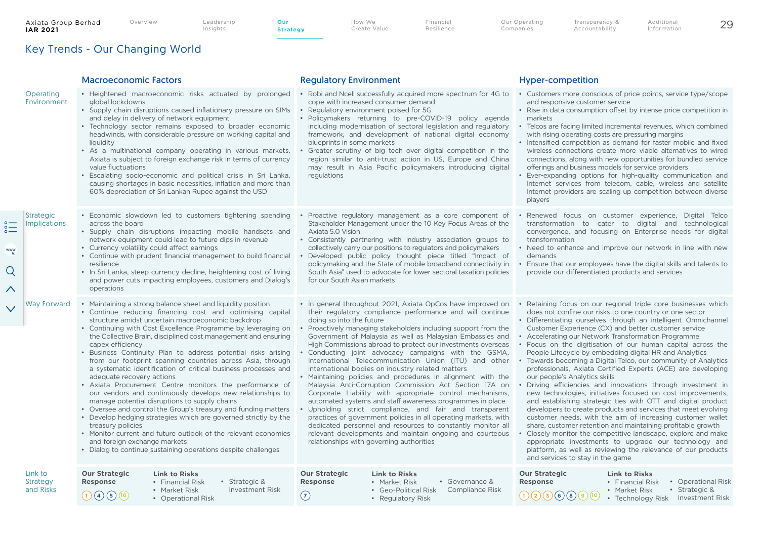# Key Trends - Our Changing World

| | Macroeconomic Factors | Regulatory Environment | Hyper-competition |
|---|---|---|---|
| Operating Environment | • Heightened macroeconomic risks actuated by prolonged global lockdowns<br>• Supply chain disruptions caused inflationary pressure on SIMs and delay in delivery of network equipment<br>• Technology sector remains exposed to broader economic headwinds, with considerable pressure on working capital and liquidity<br>• As a multinational company operating in various markets, Axiata is subject to foreign exchange risk in terms of currency value fluctuations<br>• Escalating socio-economic and political crisis in Sri Lanka, causing shortages in basic necessities, inflation and more than 60% depreciation of Sri Lankan Rupee against the USD | • Robi and Ncell successfully acquired more spectrum for 4G to cope with increased consumer demand<br>• Regulatory environment poised for 5G<br>• Policymakers returning to pre-COVID-19 policy agenda including modernisation of sectoral legislation and regulatory framework, and development of national digital economy blueprints in some markets<br>• Greater scrutiny of big tech over digital competition in the region similar to anti-trust action in US, Europe and China may result in Asia Pacific policymakers introducing digital regulations | • Customers more conscious of price points, service type/scope and responsive customer service<br>• Rise in data consumption offset by intense price competition in markets<br>• Telcos are facing limited incremental revenues, which combined with rising operating costs are pressuring margins<br>• Intensified competition as demand for faster mobile and fixed wireless connections create more viable alternatives to wired connections, along with new opportunities for bundled service offerings and business models for service providers<br>• Ever-expanding options for high-quality communication and Internet services from telecom, cable, wireless and satellite Internet providers are scaling up competition between diverse players |
| Strategic Implications | • Economic slowdown led to customers tightening spending across the board<br>• Supply chain disruptions impacting mobile handsets and network equipment could lead to future dips in revenue<br>• Currency volatility could affect earnings<br>• Continue with prudent financial management to build financial resilience<br>• In Sri Lanka, steep currency decline, heightening cost of living and power cuts impacting employees, customers and Dialog's operations | • Proactive regulatory management as a core component of Stakeholder Management under the 10 Key Focus Areas of the Axiata 5.0 Vision<br>• Consistently partnering with industry association groups to collectively carry our positions to regulators and policymakers<br>• Developed public policy thought piece titled "Impact of policymaking and the State of mobile broadband connectivity in South Asia" used to advocate for lower sectoral taxation policies for our South Asian markets | • Renewed focus on customer experience, Digital Telco transformation to cater to digital and technological convergence, and focusing on Enterprise needs for digital transformation<br>• Need to enhance and improve our network in line with new demands<br>• Ensure that our employees have the digital skills and talents to provide our differentiated products and services |
| Way Forward | • Maintaining a strong balance sheet and liquidity position<br>• Continue reducing financing cost and optimising capital structure amidst uncertain macroeconomic backdrop<br>• Continuing with Cost Excellence Programme by leveraging on the Collective Brain, disciplined cost management and ensuring capex efficiency<br>• Business Continuity Plan to address potential risks arising from our footprint spanning countries across Asia, through a systematic identification of critical business processes and adequate recovery actions<br>• Axiata Procurement Centre monitors the performance of our vendors and continuously develops new relationships to manage potential disruptions to supply chains<br>• Oversee and control the Group's treasury and funding matters<br>• Develop hedging strategies which are governed strictly by the treasury policies<br>• Monitor current and future outlook of the relevant economies and foreign exchange markets<br>• Dialog to continue sustaining operations despite challenges | • In general throughout 2021, Axiata OpCos have improved on their regulatory compliance performance and will continue doing so into the future<br>• Proactively managing stakeholders including support from the Government of Malaysia as well as Malaysian Embassies and High Commissions abroad to protect our investments overseas<br>• Conducting joint advocacy campaigns with the GSMA, International Telecommunication Union (ITU) and other international bodies on industry related matters<br>• Maintaining policies and procedures in alignment with the Malaysia Anti-Corruption Commission Act Section 17A on Corporate Liability with appropriate control mechanisms, automated systems and staff awareness programmes in place<br>• Upholding strict compliance, and fair and transparent practices of government policies in all operating markets, with dedicated personnel and resources to constantly monitor all relevant developments and maintain ongoing and courteous relationships with governing authorities | • Retaining focus on our regional triple core businesses which does not confine our risks to one country or one sector<br>• Differentiating ourselves through an intelligent Omnichannel Customer Experience (CX) and better customer service<br>• Accelerating our Network Transformation Programme<br>• Focus on the digitisation of our human capital across the People Lifecycle by embedding digital HR and Analytics<br>• Towards becoming a Digital Telco, our community of Analytics professionals, Axiata Certified Experts (ACE) are developing our people's Analytics skills<br>• Driving efficiencies and innovations through investment in new technologies, initiatives focused on cost improvements, and establishing strategic ties with OTT and digital product developers to create products and services that meet evolving customer needs, with the aim of increasing customer wallet share, customer retention and maintaining profitable growth<br>• Closely monitor the competitive landscape, explore and make appropriate investments to upgrade our technology and platform, as well as reviewing the relevance of our products and services to stay in the game |
| Link to Strategy and Risks | **Our Strategic Response**<br>1 4 5 10<br>**Link to Risks**<br>• Financial Risk<br>• Market Risk<br>• Operational Risk<br>• Strategic & Investment Risk | **Our Strategic Response**<br>7<br>**Link to Risks**<br>• Market Risk<br>• Geo-Political Risk<br>• Regulatory Risk<br>• Governance & Compliance Risk | **Our Strategic Response**<br>1 2 3 6 8 9 10<br>**Link to Risks**<br>• Financial Risk<br>• Market Risk<br>• Technology Risk<br>• Operational Risk<br>• Strategic & Investment Risk |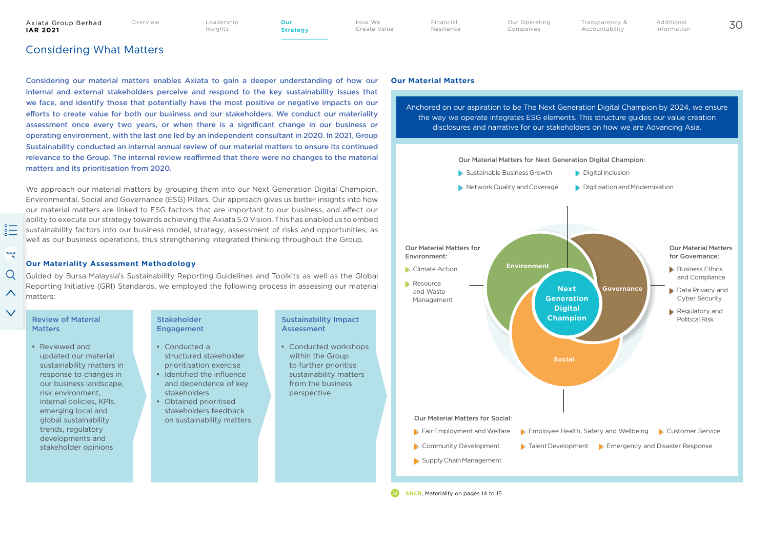# Considering What Matters

Considering our material matters enables Axiata to gain a deeper understanding of how our internal and external stakeholders perceive and respond to the key sustainability issues that we face, and identify those that potentially have the most positive or negative impacts on our efforts to create value for both our business and our stakeholders. We conduct our materiality assessment once every two years, or when there is a significant change in our business or operating environment, with the last one led by an independent consultant in 2020. In 2021, Group Sustainability conducted an internal annual review of our material matters to ensure its continued relevance to the Group. The internal review reaffirmed that there were no changes to the material matters and its prioritisation from 2020.

We approach our material matters by grouping them into our Next Generation Digital Champion, Environmental, Social and Governance (ESG) Pillars. Our approach gives us better insights into how our material matters are linked to ESG factors that are important to our business, and affect our ability to execute our strategy towards achieving the Axiata 5.0 Vision. This has enabled us to embed sustainability factors into our business model, strategy, assessment of risks and opportunities, as well as our business operations, thus strengthening integrated thinking throughout the Group.

## Our Materiality Assessment Methodology

Guided by Bursa Malaysia's Sustainability Reporting Guidelines and Toolkits as well as the Global Reporting Initiative (GRI) Standards, we employed the following process in assessing our material matters:

**Review of Material Matters**

- Reviewed and updated our material sustainability matters in response to changes in our business landscape, risk environment, internal policies, KPIs, emerging local and global sustainability trends, regulatory developments and stakeholder opinions

**Stakeholder Engagement**

- Conducted a structured stakeholder prioritisation exercise
- Identified the influence and dependence of key stakeholders
- Obtained prioritised stakeholders feedback on sustainability matters

**Sustainability Impact Assessment**

- Conducted workshops within the Group to further prioritise sustainability matters from the business perspective

## Our Material Matters

Anchored on our aspiration to be The Next Generation Digital Champion by 2024, we ensure the way we operate integrates ESG elements. This structure guides our value creation disclosures and narrative for our stakeholders on how we are Advancing Asia.

**Our Material Matters for Next Generation Digital Champion:**

- Sustainable Business Growth
- Digital Inclusion
- Network Quality and Coverage
- Digitisation and Modernisation

**Our Material Matters for Environment:**

- Climate Action
- Resource and Waste Management

**Our Material Matters for Governance:**

- Business Ethics and Compliance
- Data Privacy and Cyber Security
- Regulatory and Political Risk

Environment | Governance | Social | Next Generation Digital Champion

**Our Material Matters for Social:**

- Fair Employment and Welfare
- Employee Health, Safety and Wellbeing
- Customer Service
- Community Development
- Talent Development
- Emergency and Disaster Response
- Supply Chain Management

SNCR, Materiality on pages 14 to 15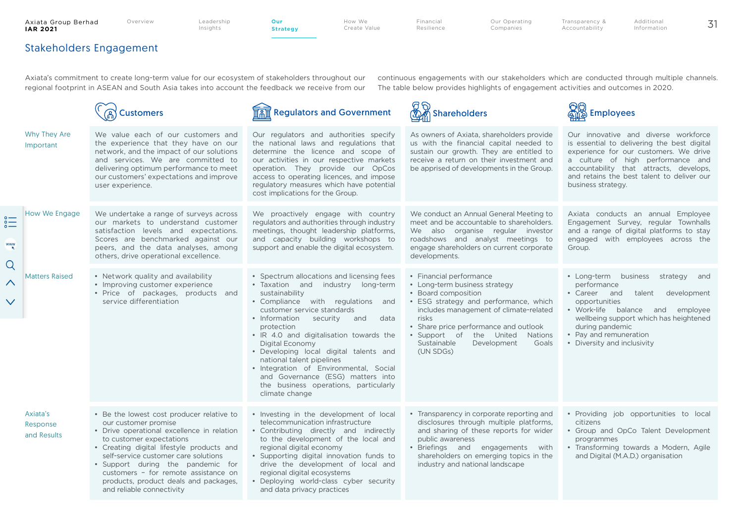## Stakeholders Engagement

Axiata's commitment to create long-term value for our ecosystem of stakeholders throughout our regional footprint in ASEAN and South Asia takes into account the feedback we receive from our continuous engagements with our stakeholders which are conducted through multiple channels. The table below provides highlights of engagement activities and outcomes in 2020.

| | Customers | Regulators and Government | Shareholders | Employees |
|---|---|---|---|---|
| Why They Are Important | We value each of our customers and the experience that they have on our network, and the impact of our solutions and services. We are committed to delivering optimum performance to meet our customers' expectations and improve user experience. | Our regulators and authorities specify the national laws and regulations that determine the licence and scope of our activities in our respective markets operation. They provide our OpCos access to operating licences, and impose regulatory measures which have potential cost implications for the Group. | As owners of Axiata, shareholders provide us with the financial capital needed to sustain our growth. They are entitled to receive a return on their investment and be apprised of developments in the Group. | Our innovative and diverse workforce is essential to delivering the best digital experience for our customers. We drive a culture of high performance and accountability that attracts, develops, and retains the best talent to deliver our business strategy. |
| How We Engage | We undertake a range of surveys across our markets to understand customer satisfaction levels and expectations. Scores are benchmarked against our peers, and the data analyses, among others, drive operational excellence. | We proactively engage with country regulators and authorities through industry meetings, thought leadership platforms, and capacity building workshops to support and enable the digital ecosystem. | We conduct an Annual General Meeting to meet and be accountable to shareholders. We also organise regular investor roadshows and analyst meetings to engage shareholders on current corporate developments. | Axiata conducts an annual Employee Engagement Survey, regular Townhalls and a range of digital platforms to stay engaged with employees across the Group. |
| Matters Raised | • Network quality and availability<br>• Improving customer experience<br>• Price of packages, products and service differentiation | • Spectrum allocations and licensing fees<br>• Taxation and industry long-term sustainability<br>• Compliance with regulations and customer service standards<br>• Information security and data protection<br>• IR 4.0 and digitalisation towards the Digital Economy<br>• Developing local digital talents and national talent pipelines<br>• Integration of Environmental, Social and Governance (ESG) matters into the business operations, particularly climate change | • Financial performance<br>• Long-term business strategy<br>• Board composition<br>• ESG strategy and performance, which includes management of climate-related risks<br>• Share price performance and outlook<br>• Support of the United Nations Sustainable Development Goals (UN SDGs) | • Long-term business strategy and performance<br>• Career and talent development opportunities<br>• Work-life balance and employee wellbeing support which has heightened during pandemic<br>• Pay and remuneration<br>• Diversity and inclusivity |
| Axiata's Response and Results | • Be the lowest cost producer relative to our customer promise<br>• Drive operational excellence in relation to customer expectations<br>• Creating digital lifestyle products and self-service customer care solutions<br>• Support during the pandemic for customers – for remote assistance on products, product deals and packages, and reliable connectivity | • Investing in the development of local telecommunication infrastructure<br>• Contributing directly and indirectly to the development of the local and regional digital economy<br>• Supporting digital innovation funds to drive the development of local and regional digital ecosystems<br>• Deploying world-class cyber security and data privacy practices | • Transparency in corporate reporting and disclosures through multiple platforms, and sharing of these reports for wider public awareness<br>• Briefings and engagements with shareholders on emerging topics in the industry and national landscape | • Providing job opportunities to local citizens<br>• Group and OpCo Talent Development programmes<br>• Transforming towards a Modern, Agile and Digital (M.A.D.) organisation |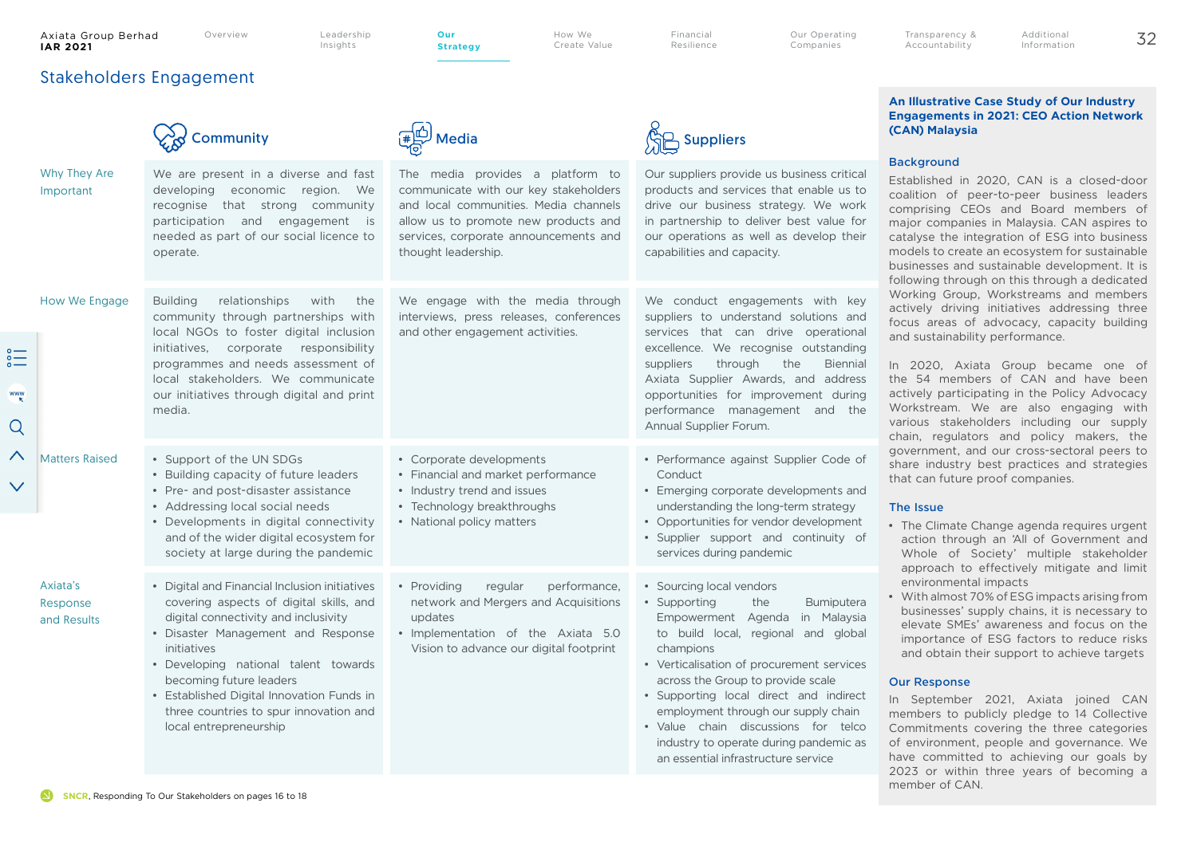## Stakeholders Engagement

| | Community | Media | Suppliers |
|---|---|---|---|
| Why They Are Important | We are present in a diverse and fast developing economic region. We recognise that strong community participation and engagement is needed as part of our social licence to operate. | The media provides a platform to communicate with our key stakeholders and local communities. Media channels allow us to promote new products and services, corporate announcements and thought leadership. | Our suppliers provide us business critical products and services that enable us to drive our business strategy. We work in partnership to deliver best value for our operations as well as develop their capabilities and capacity. |
| How We Engage | Building relationships with the community through partnerships with local NGOs to foster digital inclusion initiatives, corporate responsibility programmes and needs assessment of local stakeholders. We communicate our initiatives through digital and print media. | We engage with the media through interviews, press releases, conferences and other engagement activities. | We conduct engagements with key suppliers to understand solutions and services that can drive operational excellence. We recognise outstanding suppliers through the Biennial Axiata Supplier Awards, and address opportunities for improvement during performance management and the Annual Supplier Forum. |
| Matters Raised | • Support of the UN SDGs<br>• Building capacity of future leaders<br>• Pre- and post-disaster assistance<br>• Addressing local social needs<br>• Developments in digital connectivity and of the wider digital ecosystem for society at large during the pandemic | • Corporate developments<br>• Financial and market performance<br>• Industry trend and issues<br>• Technology breakthroughs<br>• National policy matters | • Performance against Supplier Code of Conduct<br>• Emerging corporate developments and understanding the long-term strategy<br>• Opportunities for vendor development<br>• Supplier support and continuity of services during pandemic |
| Axiata's Response and Results | • Digital and Financial Inclusion initiatives covering aspects of digital skills, and digital connectivity and inclusivity<br>• Disaster Management and Response initiatives<br>• Developing national talent towards becoming future leaders<br>• Established Digital Innovation Funds in three countries to spur innovation and local entrepreneurship | • Providing regular performance, network and Mergers and Acquisitions updates<br>• Implementation of the Axiata 5.0 Vision to advance our digital footprint | • Sourcing local vendors<br>• Supporting the Bumiputera Empowerment Agenda in Malaysia to build local, regional and global champions<br>• Verticalisation of procurement services across the Group to provide scale<br>• Supporting local direct and indirect employment through our supply chain<br>• Value chain discussions for telco industry to operate during pandemic as an essential infrastructure service |

SNCR, Responding To Our Stakeholders on pages 16 to 18

### An Illustrative Case Study of Our Industry Engagements in 2021: CEO Action Network (CAN) Malaysia

#### Background

Established in 2020, CAN is a closed-door coalition of peer-to-peer business leaders comprising CEOs and Board members of major companies in Malaysia. CAN aspires to catalyse the integration of ESG into business models to create an ecosystem for sustainable businesses and sustainable development. It is following through on this through a dedicated Working Group, Workstreams and members actively driving initiatives addressing three focus areas of advocacy, capacity building and sustainability performance.

In 2020, Axiata Group became one of the 54 members of CAN and have been actively participating in the Policy Advocacy Workstream. We are also engaging with various stakeholders including our supply chain, regulators and policy makers, the government, and our cross-sectoral peers to share industry best practices and strategies that can future proof companies.

#### The Issue

- The Climate Change agenda requires urgent action through an 'All of Government and Whole of Society' multiple stakeholder approach to effectively mitigate and limit environmental impacts
- With almost 70% of ESG impacts arising from businesses' supply chains, it is necessary to elevate SMEs' awareness and focus on the importance of ESG factors to reduce risks and obtain their support to achieve targets

#### Our Response

In September 2021, Axiata joined CAN members to publicly pledge to 14 Collective Commitments covering the three categories of environment, people and governance. We have committed to achieving our goals by 2023 or within three years of becoming a member of CAN.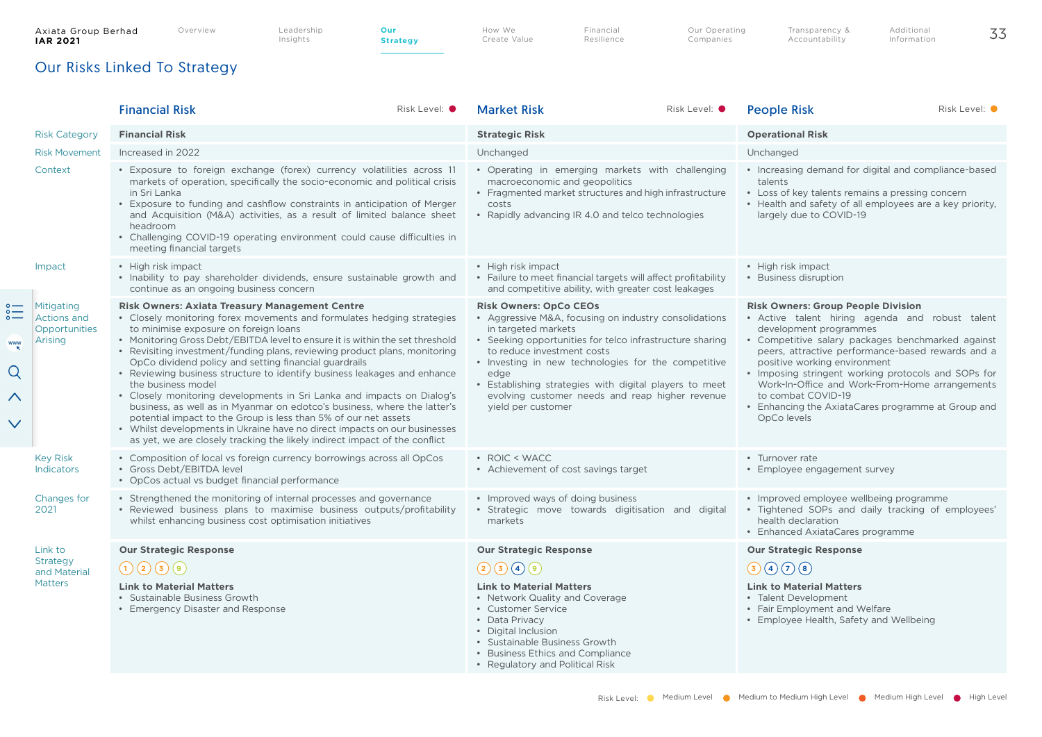# Our Risks Linked To Strategy

| | Financial Risk (Risk Level: High Level) | Market Risk (Risk Level: High Level) | People Risk (Risk Level: Medium to Medium High Level) |
|---|---|---|---|
| Risk Category | **Financial Risk** | **Strategic Risk** | **Operational Risk** |
| Risk Movement | Increased in 2022 | Unchanged | Unchanged |
| Context | • Exposure to foreign exchange (forex) currency volatilities across 11 markets of operation, specifically the socio-economic and political crisis in Sri Lanka<br>• Exposure to funding and cashflow constraints in anticipation of Merger and Acquisition (M&A) activities, as a result of limited balance sheet headroom<br>• Challenging COVID-19 operating environment could cause difficulties in meeting financial targets | • Operating in emerging markets with challenging macroeconomic and geopolitics<br>• Fragmented market structures and high infrastructure costs<br>• Rapidly advancing IR 4.0 and telco technologies | • Increasing demand for digital and compliance-based talents<br>• Loss of key talents remains a pressing concern<br>• Health and safety of all employees are a key priority, largely due to COVID-19 |
| Impact | • High risk impact<br>• Inability to pay shareholder dividends, ensure sustainable growth and continue as an ongoing business concern | • High risk impact<br>• Failure to meet financial targets will affect profitability and competitive ability, with greater cost leakages | • High risk impact<br>• Business disruption |
| Mitigating Actions and Opportunities Arising | **Risk Owners: Axiata Treasury Management Centre**<br>• Closely monitoring forex movements and formulates hedging strategies to minimise exposure on foreign loans<br>• Monitoring Gross Debt/EBITDA level to ensure it is within the set threshold<br>• Revisiting investment/funding plans, reviewing product plans, monitoring OpCo dividend policy and setting financial guardrails<br>• Reviewing business structure to identify business leakages and enhance the business model<br>• Closely monitoring developments in Sri Lanka and impacts on Dialog's business, as well as in Myanmar on edotco's business, where the latter's potential impact to the Group is less than 5% of our net assets<br>• Whilst developments in Ukraine have no direct impacts on our businesses as yet, we are closely tracking the likely indirect impact of the conflict | **Risk Owners: OpCo CEOs**<br>• Aggressive M&A, focusing on industry consolidations in targeted markets<br>• Seeking opportunities for telco infrastructure sharing to reduce investment costs<br>• Investing in new technologies for the competitive edge<br>• Establishing strategies with digital players to meet evolving customer needs and reap higher revenue yield per customer | **Risk Owners: Group People Division**<br>• Active talent hiring agenda and robust talent development programmes<br>• Competitive salary packages benchmarked against peers, attractive performance-based rewards and a positive working environment<br>• Imposing stringent working protocols and SOPs for Work-In-Office and Work-From-Home arrangements to combat COVID-19<br>• Enhancing the AxiataCares programme at Group and OpCo levels |
| Key Risk Indicators | • Composition of local vs foreign currency borrowings across all OpCos<br>• Gross Debt/EBITDA level<br>• OpCos actual vs budget financial performance | • ROIC < WACC<br>• Achievement of cost savings target | • Turnover rate<br>• Employee engagement survey |
| Changes for 2021 | • Strengthened the monitoring of internal processes and governance<br>• Reviewed business plans to maximise business outputs/profitability whilst enhancing business cost optimisation initiatives | • Improved ways of doing business<br>• Strategic move towards digitisation and digital markets | • Improved employee wellbeing programme<br>• Tightened SOPs and daily tracking of employees' health declaration<br>• Enhanced AxiataCares programme |
| Link to Strategy and Material Matters | **Our Strategic Response**<br>1 2 3 9<br>**Link to Material Matters**<br>• Sustainable Business Growth<br>• Emergency Disaster and Response | **Our Strategic Response**<br>2 3 4 9<br>**Link to Material Matters**<br>• Network Quality and Coverage<br>• Customer Service<br>• Data Privacy<br>• Digital Inclusion<br>• Sustainable Business Growth<br>• Business Ethics and Compliance<br>• Regulatory and Political Risk | **Our Strategic Response**<br>3 4 7 8<br>**Link to Material Matters**<br>• Talent Development<br>• Fair Employment and Welfare<br>• Employee Health, Safety and Wellbeing |

Risk Level: Medium Level, Medium to Medium High Level, Medium High Level, High Level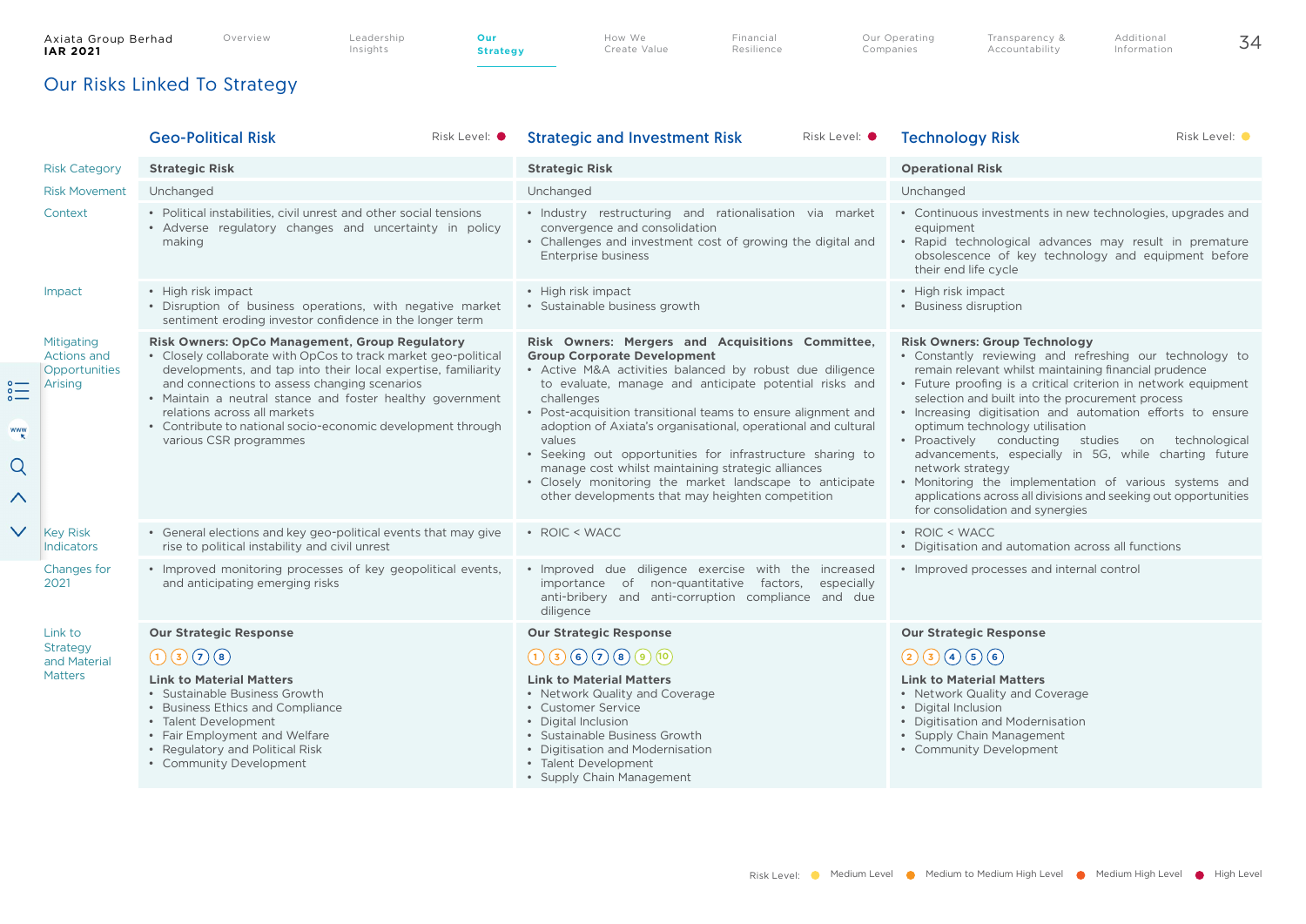## Our Risks Linked To Strategy

| | Geo-Political Risk (Risk Level: High) | Strategic and Investment Risk (Risk Level: High) | Technology Risk (Risk Level: Medium) |
|---|---|---|---|
| Risk Category | **Strategic Risk** | **Strategic Risk** | **Operational Risk** |
| Risk Movement | Unchanged | Unchanged | Unchanged |
| Context | • Political instabilities, civil unrest and other social tensions<br>• Adverse regulatory changes and uncertainty in policy making | • Industry restructuring and rationalisation via market convergence and consolidation<br>• Challenges and investment cost of growing the digital and Enterprise business | • Continuous investments in new technologies, upgrades and equipment<br>• Rapid technological advances may result in premature obsolescence of key technology and equipment before their end life cycle |
| Impact | • High risk impact<br>• Disruption of business operations, with negative market sentiment eroding investor confidence in the longer term | • High risk impact<br>• Sustainable business growth | • High risk impact<br>• Business disruption |
| Mitigating Actions and Opportunities Arising | **Risk Owners: OpCo Management, Group Regulatory**<br>• Closely collaborate with OpCos to track market geo-political developments, and tap into their local expertise, familiarity and connections to assess changing scenarios<br>• Maintain a neutral stance and foster healthy government relations across all markets<br>• Contribute to national socio-economic development through various CSR programmes | **Risk Owners: Mergers and Acquisitions Committee, Group Corporate Development**<br>• Active M&A activities balanced by robust due diligence to evaluate, manage and anticipate potential risks and challenges<br>• Post-acquisition transitional teams to ensure alignment and adoption of Axiata's organisational, operational and cultural values<br>• Seeking out opportunities for infrastructure sharing to manage cost whilst maintaining strategic alliances<br>• Closely monitoring the market landscape to anticipate other developments that may heighten competition | **Risk Owners: Group Technology**<br>• Constantly reviewing and refreshing our technology to remain relevant whilst maintaining financial prudence<br>• Future proofing is a critical criterion in network equipment selection and built into the procurement process<br>• Increasing digitisation and automation efforts to ensure optimum technology utilisation<br>• Proactively conducting studies on technological advancements, especially in 5G, while charting future network strategy<br>• Monitoring the implementation of various systems and applications across all divisions and seeking out opportunities for consolidation and synergies |
| Key Risk Indicators | • General elections and key geo-political events that may give rise to political instability and civil unrest | • ROIC < WACC | • ROIC < WACC<br>• Digitisation and automation across all functions |
| Changes for 2021 | • Improved monitoring processes of key geopolitical events, and anticipating emerging risks | • Improved due diligence exercise with the increased importance of non-quantitative factors, especially anti-bribery and anti-corruption compliance and due diligence | • Improved processes and internal control |
| Link to Strategy and Material Matters | **Our Strategic Response**<br>1 3 7 8<br>**Link to Material Matters**<br>• Sustainable Business Growth<br>• Business Ethics and Compliance<br>• Talent Development<br>• Fair Employment and Welfare<br>• Regulatory and Political Risk<br>• Community Development | **Our Strategic Response**<br>1 3 6 7 8 9 10<br>**Link to Material Matters**<br>• Network Quality and Coverage<br>• Customer Service<br>• Digital Inclusion<br>• Sustainable Business Growth<br>• Digitisation and Modernisation<br>• Talent Development<br>• Supply Chain Management | **Our Strategic Response**<br>2 3 4 5 6<br>**Link to Material Matters**<br>• Network Quality and Coverage<br>• Digital Inclusion<br>• Digitisation and Modernisation<br>• Supply Chain Management<br>• Community Development |

Risk Level: Medium Level | Medium to Medium High Level | Medium High Level | High Level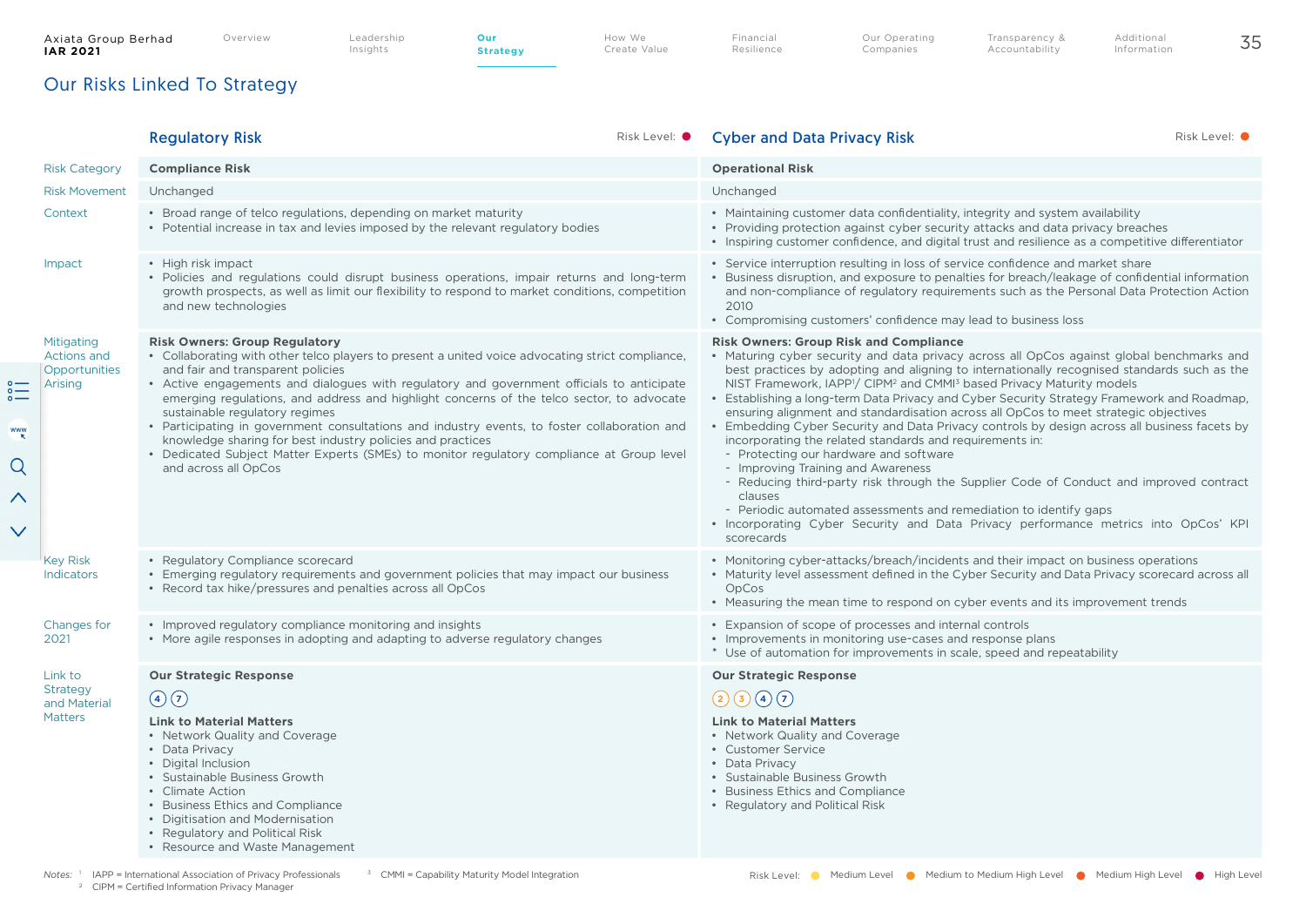# Our Risks Linked To Strategy

| | Regulatory Risk (Risk Level: High Level) | Cyber and Data Privacy Risk (Risk Level: Medium High Level) |
|---|---|---|
| Risk Category | **Compliance Risk** | **Operational Risk** |
| Risk Movement | Unchanged | Unchanged |
| Context | • Broad range of telco regulations, depending on market maturity<br>• Potential increase in tax and levies imposed by the relevant regulatory bodies | • Maintaining customer data confidentiality, integrity and system availability<br>• Providing protection against cyber security attacks and data privacy breaches<br>• Inspiring customer confidence, and digital trust and resilience as a competitive differentiator |
| Impact | • High risk impact<br>• Policies and regulations could disrupt business operations, impair returns and long-term growth prospects, as well as limit our flexibility to respond to market conditions, competition and new technologies | • Service interruption resulting in loss of service confidence and market share<br>• Business disruption, and exposure to penalties for breach/leakage of confidential information and non-compliance of regulatory requirements such as the Personal Data Protection Action 2010<br>• Compromising customers' confidence may lead to business loss |
| Mitigating Actions and Opportunities Arising | **Risk Owners: Group Regulatory**<br>• Collaborating with other telco players to present a united voice advocating strict compliance, and fair and transparent policies<br>• Active engagements and dialogues with regulatory and government officials to anticipate emerging regulations, and address and highlight concerns of the telco sector, to advocate sustainable regulatory regimes<br>• Participating in government consultations and industry events, to foster collaboration and knowledge sharing for best industry policies and practices<br>• Dedicated Subject Matter Experts (SMEs) to monitor regulatory compliance at Group level and across all OpCos | **Risk Owners: Group Risk and Compliance**<br>• Maturing cyber security and data privacy across all OpCos against global benchmarks and best practices by adopting and aligning to internationally recognised standards such as the NIST Framework, IAPP[1]/ CIPM[2] and CMMI[3] based Privacy Maturity models<br>• Establishing a long-term Data Privacy and Cyber Security Strategy Framework and Roadmap, ensuring alignment and standardisation across all OpCos to meet strategic objectives<br>• Embedding Cyber Security and Data Privacy controls by design across all business facets by incorporating the related standards and requirements in:<br>- Protecting our hardware and software<br>- Improving Training and Awareness<br>- Reducing third-party risk through the Supplier Code of Conduct and improved contract clauses<br>- Periodic automated assessments and remediation to identify gaps<br>• Incorporating Cyber Security and Data Privacy performance metrics into OpCos' KPI scorecards |
| Key Risk Indicators | • Regulatory Compliance scorecard<br>• Emerging regulatory requirements and government policies that may impact our business<br>• Record tax hike/pressures and penalties across all OpCos | • Monitoring cyber-attacks/breach/incidents and their impact on business operations<br>• Maturity level assessment defined in the Cyber Security and Data Privacy scorecard across all OpCos<br>• Measuring the mean time to respond on cyber events and its improvement trends |
| Changes for 2021 | • Improved regulatory compliance monitoring and insights<br>• More agile responses in adopting and adapting to adverse regulatory changes | • Expansion of scope of processes and internal controls<br>• Improvements in monitoring use-cases and response plans<br>• Use of automation for improvements in scale, speed and repeatability |
| Link to Strategy and Material Matters | **Our Strategic Response**<br>4 7<br>**Link to Material Matters**<br>• Network Quality and Coverage<br>• Data Privacy<br>• Digital Inclusion<br>• Sustainable Business Growth<br>• Climate Action<br>• Business Ethics and Compliance<br>• Digitisation and Modernisation<br>• Regulatory and Political Risk<br>• Resource and Waste Management | **Our Strategic Response**<br>2 3 4 7<br>**Link to Material Matters**<br>• Network Quality and Coverage<br>• Customer Service<br>• Data Privacy<br>• Sustainable Business Growth<br>• Business Ethics and Compliance<br>• Regulatory and Political Risk |

Notes: [1] IAPP = International Association of Privacy Professionals
[2] CIPM = Certified Information Privacy Manager
[3] CMMI = Capability Maturity Model Integration

Risk Level: Medium Level, Medium to Medium High Level, Medium High Level, High Level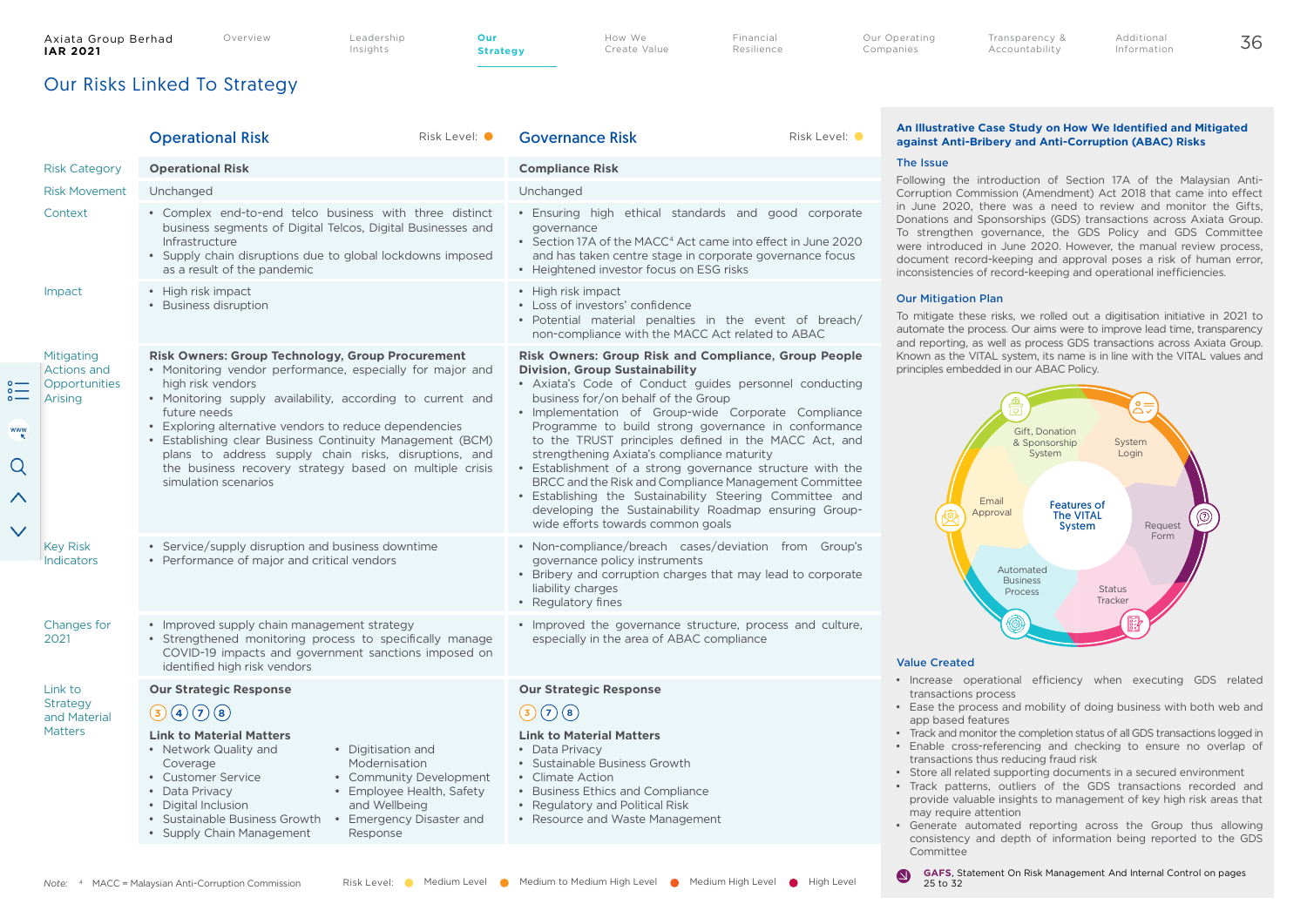# Our Risks Linked To Strategy

| | Operational Risk (Risk Level: Medium to Medium High Level) | Governance Risk (Risk Level: Medium Level) |
|---|---|---|
| Risk Category | **Operational Risk** | **Compliance Risk** |
| Risk Movement | Unchanged | Unchanged |
| Context | • Complex end-to-end telco business with three distinct business segments of Digital Telcos, Digital Businesses and Infrastructure<br>• Supply chain disruptions due to global lockdowns imposed as a result of the pandemic | • Ensuring high ethical standards and good corporate governance<br>• Section 17A of the MACC[4] Act came into effect in June 2020 and has taken centre stage in corporate governance focus<br>• Heightened investor focus on ESG risks |
| Impact | • High risk impact<br>• Business disruption | • High risk impact<br>• Loss of investors' confidence<br>• Potential material penalties in the event of breach/ non-compliance with the MACC Act related to ABAC |
| Mitigating Actions and Opportunities Arising | **Risk Owners: Group Technology, Group Procurement**<br>• Monitoring vendor performance, especially for major and high risk vendors<br>• Monitoring supply availability, according to current and future needs<br>• Exploring alternative vendors to reduce dependencies<br>• Establishing clear Business Continuity Management (BCM) plans to address supply chain risks, disruptions, and the business recovery strategy based on multiple crisis simulation scenarios | **Risk Owners: Group Risk and Compliance, Group People Division, Group Sustainability**<br>• Axiata's Code of Conduct guides personnel conducting business for/on behalf of the Group<br>• Implementation of Group-wide Corporate Compliance Programme to build strong governance in conformance to the TRUST principles defined in the MACC Act, and strengthening Axiata's compliance maturity<br>• Establishment of a strong governance structure with the BRCC and the Risk and Compliance Management Committee<br>• Establishing the Sustainability Steering Committee and developing the Sustainability Roadmap ensuring Group-wide efforts towards common goals |
| Key Risk Indicators | • Service/supply disruption and business downtime<br>• Performance of major and critical vendors | • Non-compliance/breach cases/deviation from Group's governance policy instruments<br>• Bribery and corruption charges that may lead to corporate liability charges<br>• Regulatory fines |
| Changes for 2021 | • Improved supply chain management strategy<br>• Strengthened monitoring process to specifically manage COVID-19 impacts and government sanctions imposed on identified high risk vendors | • Improved the governance structure, process and culture, especially in the area of ABAC compliance |
| Link to Strategy and Material Matters | **Our Strategic Response**<br>3 4 7 8<br>**Link to Material Matters**<br>• Network Quality and Coverage<br>• Customer Service<br>• Data Privacy<br>• Digital Inclusion<br>• Sustainable Business Growth<br>• Supply Chain Management<br>• Digitisation and Modernisation<br>• Community Development<br>• Employee Health, Safety and Wellbeing<br>• Emergency Disaster and Response | **Our Strategic Response**<br>3 7 8<br>**Link to Material Matters**<br>• Data Privacy<br>• Sustainable Business Growth<br>• Climate Action<br>• Business Ethics and Compliance<br>• Regulatory and Political Risk<br>• Resource and Waste Management |

Note: [4] MACC = Malaysian Anti-Corruption Commission

Risk Level: Medium Level | Medium to Medium High Level | Medium High Level | High Level

### An Illustrative Case Study on How We Identified and Mitigated against Anti-Bribery and Anti-Corruption (ABAC) Risks

**The Issue**

Following the introduction of Section 17A of the Malaysian Anti-Corruption Commission (Amendment) Act 2018 that came into effect in June 2020, there was a need to review and monitor the Gifts, Donations and Sponsorships (GDS) transactions across Axiata Group. To strengthen governance, the GDS Policy and GDS Committee were introduced in June 2020. However, the manual review process, document record-keeping and approval poses a risk of human error, inconsistencies of record-keeping and operational inefficiencies.

**Our Mitigation Plan**

To mitigate these risks, we rolled out a digitisation initiative in 2021 to automate the process. Our aims were to improve lead time, transparency and reporting, as well as process GDS transactions across Axiata Group. Known as the VITAL system, its name is in line with the VITAL values and principles embedded in our ABAC Policy.

Features of The VITAL System: Gift, Donation & Sponsorship System; System Login; Request Form; Status Tracker; Automated Business Process; Email Approval

**Value Created**

- Increase operational efficiency when executing GDS related transactions process
- Ease the process and mobility of doing business with both web and app based features
- Track and monitor the completion status of all GDS transactions logged in
- Enable cross-referencing and checking to ensure no overlap of transactions thus reducing fraud risk
- Store all related supporting documents in a secured environment
- Track patterns, outliers of the GDS transactions recorded and provide valuable insights to management of key high risk areas that may require attention
- Generate automated reporting across the Group thus allowing consistency and depth of information being reported to the GDS Committee

**GAFS**, Statement On Risk Management And Internal Control on pages 25 to 32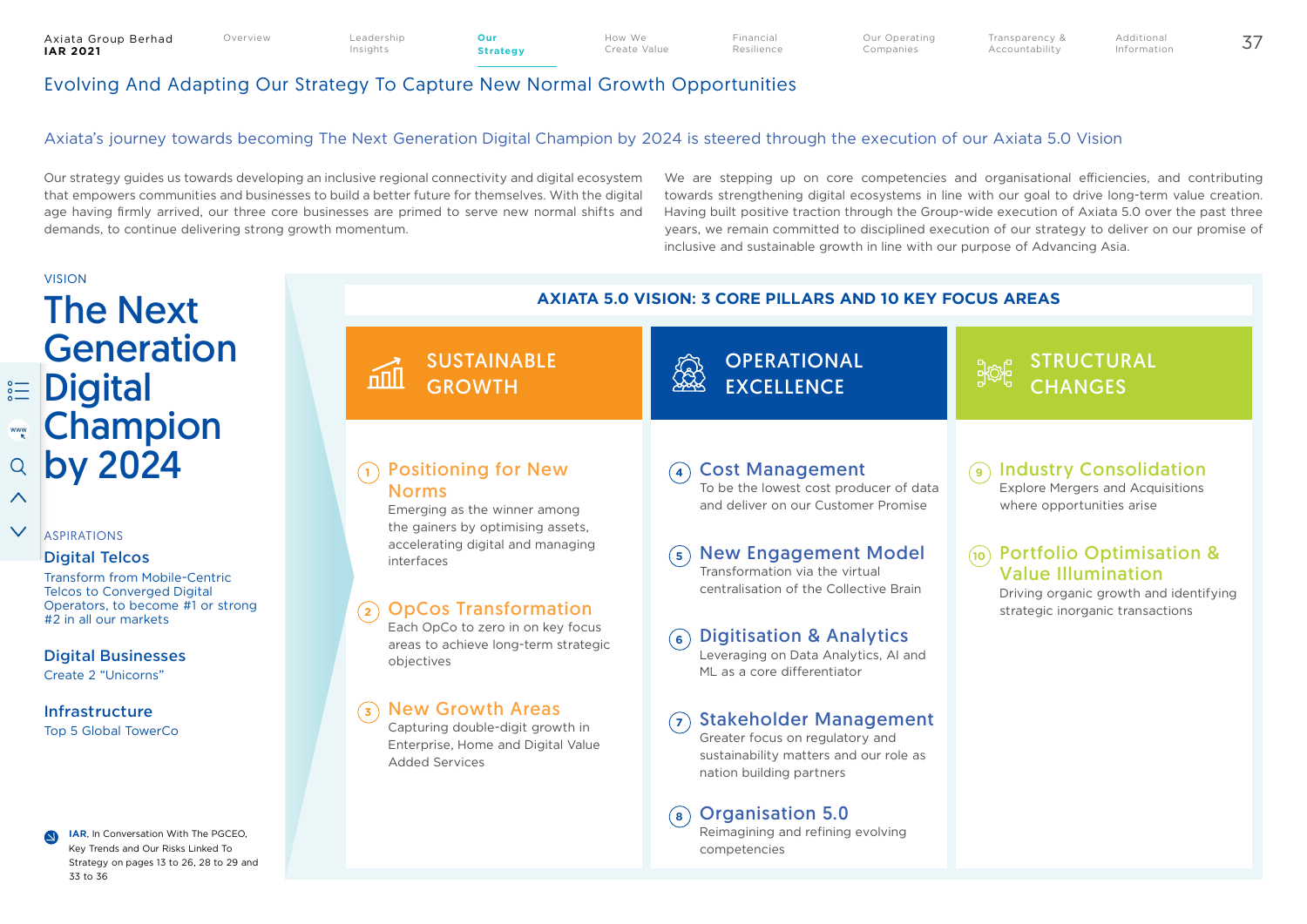# Evolving And Adapting Our Strategy To Capture New Normal Growth Opportunities

## Axiata's journey towards becoming The Next Generation Digital Champion by 2024 is steered through the execution of our Axiata 5.0 Vision

Our strategy guides us towards developing an inclusive regional connectivity and digital ecosystem that empowers communities and businesses to build a better future for themselves. With the digital age having firmly arrived, our three core businesses are primed to serve new normal shifts and demands, to continue delivering strong growth momentum.

We are stepping up on core competencies and organisational efficiencies, and contributing towards strengthening digital ecosystems in line with our goal to drive long-term value creation. Having built positive traction through the Group-wide execution of Axiata 5.0 over the past three years, we remain committed to disciplined execution of our strategy to deliver on our promise of inclusive and sustainable growth in line with our purpose of Advancing Asia.

VISION

# The Next Generation Digital Champion by 2024

ASPIRATIONS

**Digital Telcos**
Transform from Mobile-Centric Telcos to Converged Digital Operators, to become #1 or strong #2 in all our markets

**Digital Businesses**
Create 2 "Unicorns"

**Infrastructure**
Top 5 Global TowerCo

**IAR**, In Conversation With The PGCEO, Key Trends and Our Risks Linked To Strategy on pages 13 to 26, 28 to 29 and 33 to 36

## AXIATA 5.0 VISION: 3 CORE PILLARS AND 10 KEY FOCUS AREAS

### SUSTAINABLE GROWTH

**1 Positioning for New Norms**
Emerging as the winner among the gainers by optimising assets, accelerating digital and managing interfaces

**2 OpCos Transformation**
Each OpCo to zero in on key focus areas to achieve long-term strategic objectives

**3 New Growth Areas**
Capturing double-digit growth in Enterprise, Home and Digital Value Added Services

### OPERATIONAL EXCELLENCE

**4 Cost Management**
To be the lowest cost producer of data and deliver on our Customer Promise

**5 New Engagement Model**
Transformation via the virtual centralisation of the Collective Brain

**6 Digitisation & Analytics**
Leveraging on Data Analytics, AI and ML as a core differentiator

**7 Stakeholder Management**
Greater focus on regulatory and sustainability matters and our role as nation building partners

**8 Organisation 5.0**
Reimagining and refining evolving competencies

### STRUCTURAL CHANGES

**9 Industry Consolidation**
Explore Mergers and Acquisitions where opportunities arise

**10 Portfolio Optimisation & Value Illumination**
Driving organic growth and identifying strategic inorganic transactions